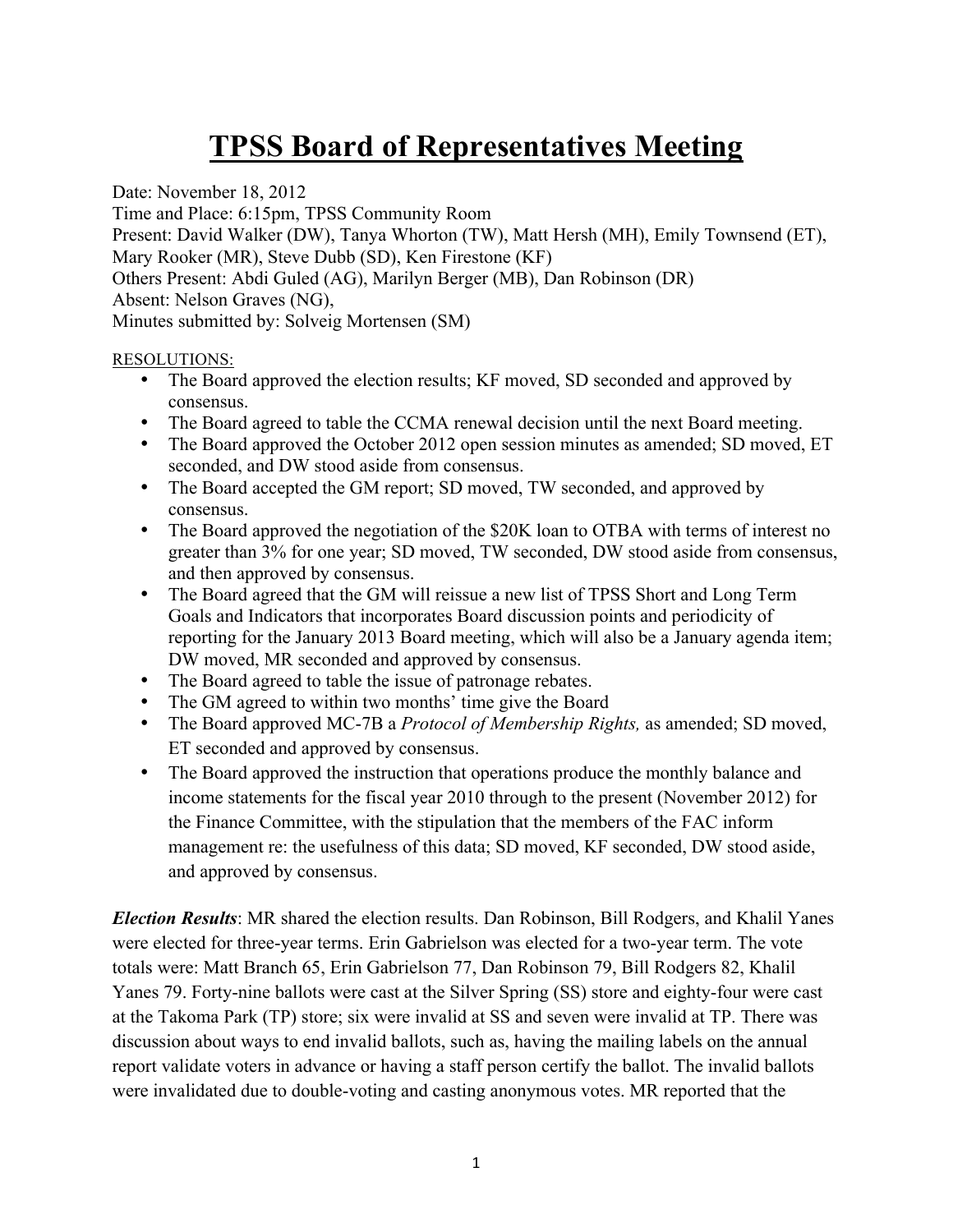// TPSS Board minutes — page 1 of 7
# TPSS Board of Representatives Meeting

Date: November 18, 2012
Time and Place: 6:15pm, TPSS Community Room
Present: David Walker (DW), Tanya Whorton (TW), Matt Hersh (MH), Emily Townsend (ET), Mary Rooker (MR), Steve Dubb (SD), Ken Firestone (KF)
Others Present: Abdi Guled (AG), Marilyn Berger (MB), Dan Robinson (DR)
Absent: Nelson Graves (NG),
Minutes submitted by: Solveig Mortensen (SM)

RESOLUTIONS:

- The Board approved the election results; KF moved, SD seconded and approved by consensus.
- The Board agreed to table the CCMA renewal decision until the next Board meeting.
- The Board approved the October 2012 open session minutes as amended; SD moved, ET seconded, and DW stood aside from consensus.
- The Board accepted the GM report; SD moved, TW seconded, and approved by consensus.
- The Board approved the negotiation of the $20K loan to OTBA with terms of interest no greater than 3% for one year; SD moved, TW seconded, DW stood aside from consensus, and then approved by consensus.
- The Board agreed that the GM will reissue a new list of TPSS Short and Long Term Goals and Indicators that incorporates Board discussion points and periodicity of reporting for the January 2013 Board meeting, which will also be a January agenda item; DW moved, MR seconded and approved by consensus.
- The Board agreed to table the issue of patronage rebates.
- The GM agreed to within two months' time give the Board
- The Board approved MC-7B a *Protocol of Membership Rights,* as amended; SD moved, ET seconded and approved by consensus.
- The Board approved the instruction that operations produce the monthly balance and income statements for the fiscal year 2010 through to the present (November 2012) for the Finance Committee, with the stipulation that the members of the FAC inform management re: the usefulness of this data; SD moved, KF seconded, DW stood aside, and approved by consensus.

***Election Results***: MR shared the election results. Dan Robinson, Bill Rodgers, and Khalil Yanes were elected for three-year terms. Erin Gabrielson was elected for a two-year term. The vote totals were: Matt Branch 65, Erin Gabrielson 77, Dan Robinson 79, Bill Rodgers 82, Khalil Yanes 79. Forty-nine ballots were cast at the Silver Spring (SS) store and eighty-four were cast at the Takoma Park (TP) store; six were invalid at SS and seven were invalid at TP. There was discussion about ways to end invalid ballots, such as, having the mailing labels on the annual report validate voters in advance or having a staff person certify the ballot. The invalid ballots were invalidated due to double-voting and casting anonymous votes. MR reported that the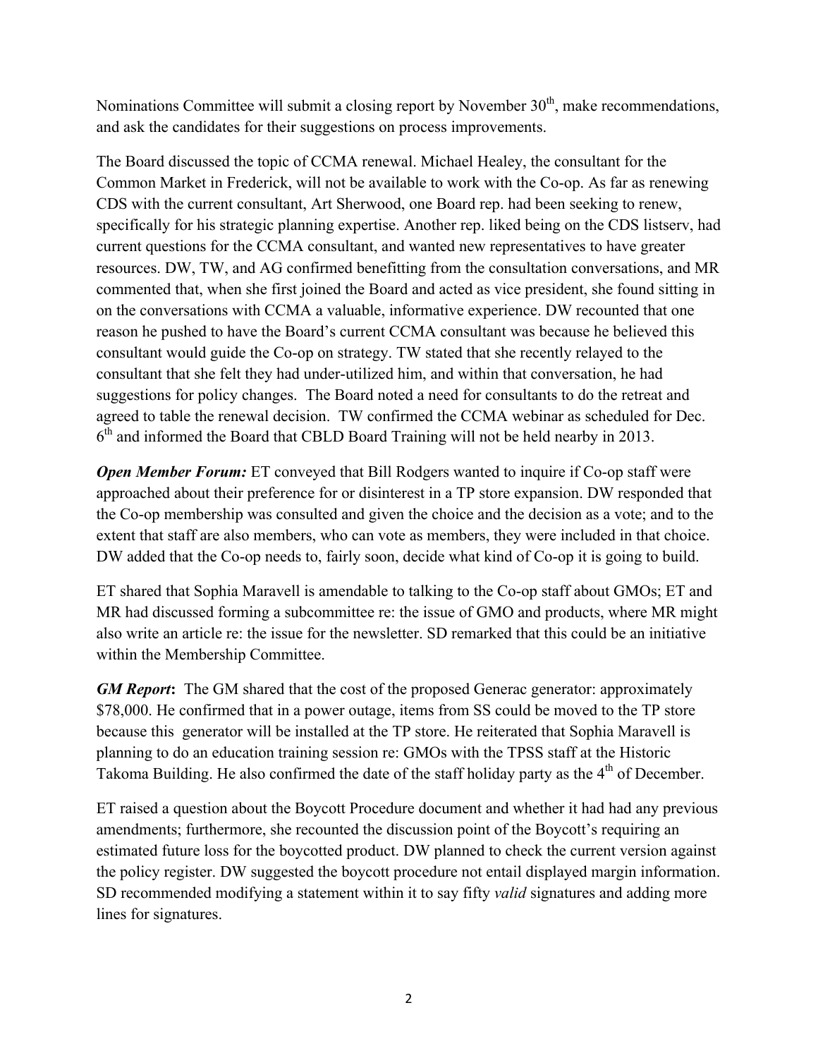Nominations Committee will submit a closing report by November 30th, make recommendations, and ask the candidates for their suggestions on process improvements.

The Board discussed the topic of CCMA renewal. Michael Healey, the consultant for the Common Market in Frederick, will not be available to work with the Co-op. As far as renewing CDS with the current consultant, Art Sherwood, one Board rep. had been seeking to renew, specifically for his strategic planning expertise. Another rep. liked being on the CDS listserv, had current questions for the CCMA consultant, and wanted new representatives to have greater resources. DW, TW, and AG confirmed benefitting from the consultation conversations, and MR commented that, when she first joined the Board and acted as vice president, she found sitting in on the conversations with CCMA a valuable, informative experience. DW recounted that one reason he pushed to have the Board's current CCMA consultant was because he believed this consultant would guide the Co-op on strategy. TW stated that she recently relayed to the consultant that she felt they had under-utilized him, and within that conversation, he had suggestions for policy changes. The Board noted a need for consultants to do the retreat and agreed to table the renewal decision. TW confirmed the CCMA webinar as scheduled for Dec. 6th and informed the Board that CBLD Board Training will not be held nearby in 2013.

***Open Member Forum:*** ET conveyed that Bill Rodgers wanted to inquire if Co-op staff were approached about their preference for or disinterest in a TP store expansion. DW responded that the Co-op membership was consulted and given the choice and the decision as a vote; and to the extent that staff are also members, who can vote as members, they were included in that choice. DW added that the Co-op needs to, fairly soon, decide what kind of Co-op it is going to build.

ET shared that Sophia Maravell is amendable to talking to the Co-op staff about GMOs; ET and MR had discussed forming a subcommittee re: the issue of GMO and products, where MR might also write an article re: the issue for the newsletter. SD remarked that this could be an initiative within the Membership Committee.

***GM Report*:** The GM shared that the cost of the proposed Generac generator: approximately $78,000. He confirmed that in a power outage, items from SS could be moved to the TP store because this generator will be installed at the TP store. He reiterated that Sophia Maravell is planning to do an education training session re: GMOs with the TPSS staff at the Historic Takoma Building. He also confirmed the date of the staff holiday party as the 4th of December.

ET raised a question about the Boycott Procedure document and whether it had had any previous amendments; furthermore, she recounted the discussion point of the Boycott's requiring an estimated future loss for the boycotted product. DW planned to check the current version against the policy register. DW suggested the boycott procedure not entail displayed margin information. SD recommended modifying a statement within it to say fifty *valid* signatures and adding more lines for signatures.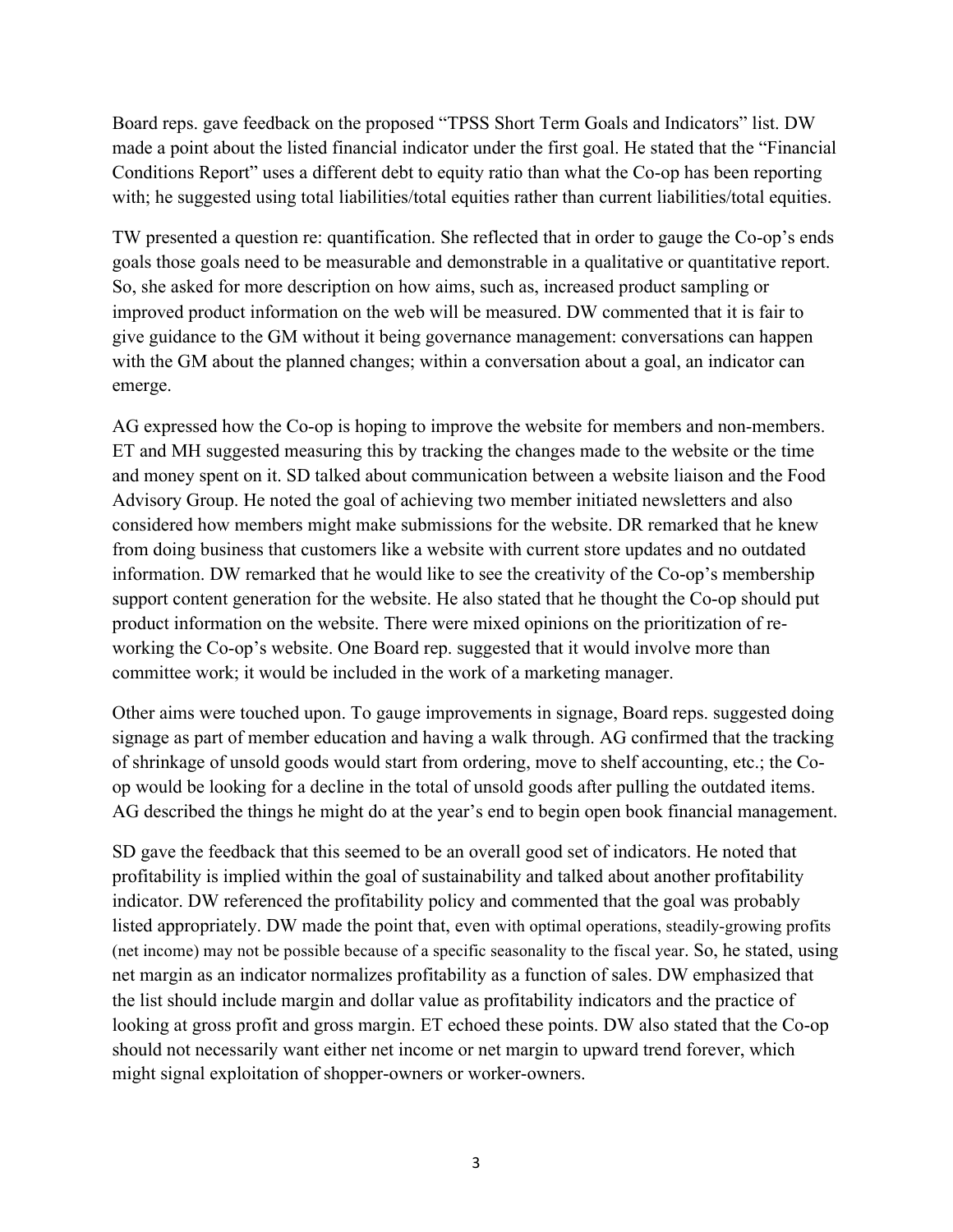Board reps. gave feedback on the proposed "TPSS Short Term Goals and Indicators" list. DW made a point about the listed financial indicator under the first goal. He stated that the "Financial Conditions Report" uses a different debt to equity ratio than what the Co-op has been reporting with; he suggested using total liabilities/total equities rather than current liabilities/total equities.

TW presented a question re: quantification. She reflected that in order to gauge the Co-op's ends goals those goals need to be measurable and demonstrable in a qualitative or quantitative report. So, she asked for more description on how aims, such as, increased product sampling or improved product information on the web will be measured. DW commented that it is fair to give guidance to the GM without it being governance management: conversations can happen with the GM about the planned changes; within a conversation about a goal, an indicator can emerge.

AG expressed how the Co-op is hoping to improve the website for members and non-members. ET and MH suggested measuring this by tracking the changes made to the website or the time and money spent on it. SD talked about communication between a website liaison and the Food Advisory Group. He noted the goal of achieving two member initiated newsletters and also considered how members might make submissions for the website. DR remarked that he knew from doing business that customers like a website with current store updates and no outdated information. DW remarked that he would like to see the creativity of the Co-op's membership support content generation for the website. He also stated that he thought the Co-op should put product information on the website. There were mixed opinions on the prioritization of re-working the Co-op's website. One Board rep. suggested that it would involve more than committee work; it would be included in the work of a marketing manager.

Other aims were touched upon. To gauge improvements in signage, Board reps. suggested doing signage as part of member education and having a walk through. AG confirmed that the tracking of shrinkage of unsold goods would start from ordering, move to shelf accounting, etc.; the Co-op would be looking for a decline in the total of unsold goods after pulling the outdated items. AG described the things he might do at the year's end to begin open book financial management.

SD gave the feedback that this seemed to be an overall good set of indicators. He noted that profitability is implied within the goal of sustainability and talked about another profitability indicator. DW referenced the profitability policy and commented that the goal was probably listed appropriately. DW made the point that, even with optimal operations, steadily-growing profits (net income) may not be possible because of a specific seasonality to the fiscal year. So, he stated, using net margin as an indicator normalizes profitability as a function of sales. DW emphasized that the list should include margin and dollar value as profitability indicators and the practice of looking at gross profit and gross margin. ET echoed these points. DW also stated that the Co-op should not necessarily want either net income or net margin to upward trend forever, which might signal exploitation of shopper-owners or worker-owners.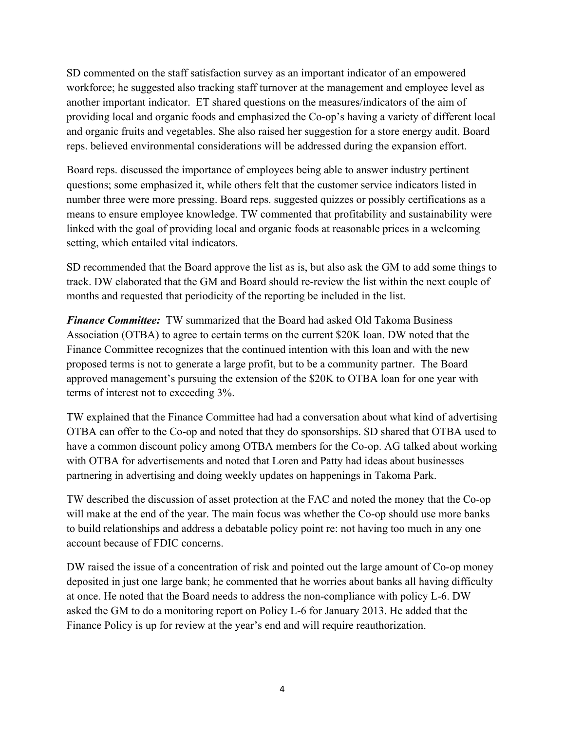SD commented on the staff satisfaction survey as an important indicator of an empowered workforce; he suggested also tracking staff turnover at the management and employee level as another important indicator. ET shared questions on the measures/indicators of the aim of providing local and organic foods and emphasized the Co-op's having a variety of different local and organic fruits and vegetables. She also raised her suggestion for a store energy audit. Board reps. believed environmental considerations will be addressed during the expansion effort.

Board reps. discussed the importance of employees being able to answer industry pertinent questions; some emphasized it, while others felt that the customer service indicators listed in number three were more pressing. Board reps. suggested quizzes or possibly certifications as a means to ensure employee knowledge. TW commented that profitability and sustainability were linked with the goal of providing local and organic foods at reasonable prices in a welcoming setting, which entailed vital indicators.

SD recommended that the Board approve the list as is, but also ask the GM to add some things to track. DW elaborated that the GM and Board should re-review the list within the next couple of months and requested that periodicity of the reporting be included in the list.

***Finance Committee:*** TW summarized that the Board had asked Old Takoma Business Association (OTBA) to agree to certain terms on the current $20K loan. DW noted that the Finance Committee recognizes that the continued intention with this loan and with the new proposed terms is not to generate a large profit, but to be a community partner. The Board approved management's pursuing the extension of the $20K to OTBA loan for one year with terms of interest not to exceeding 3%.

TW explained that the Finance Committee had had a conversation about what kind of advertising OTBA can offer to the Co-op and noted that they do sponsorships. SD shared that OTBA used to have a common discount policy among OTBA members for the Co-op. AG talked about working with OTBA for advertisements and noted that Loren and Patty had ideas about businesses partnering in advertising and doing weekly updates on happenings in Takoma Park.

TW described the discussion of asset protection at the FAC and noted the money that the Co-op will make at the end of the year. The main focus was whether the Co-op should use more banks to build relationships and address a debatable policy point re: not having too much in any one account because of FDIC concerns.

DW raised the issue of a concentration of risk and pointed out the large amount of Co-op money deposited in just one large bank; he commented that he worries about banks all having difficulty at once. He noted that the Board needs to address the non-compliance with policy L-6. DW asked the GM to do a monitoring report on Policy L-6 for January 2013. He added that the Finance Policy is up for review at the year's end and will require reauthorization.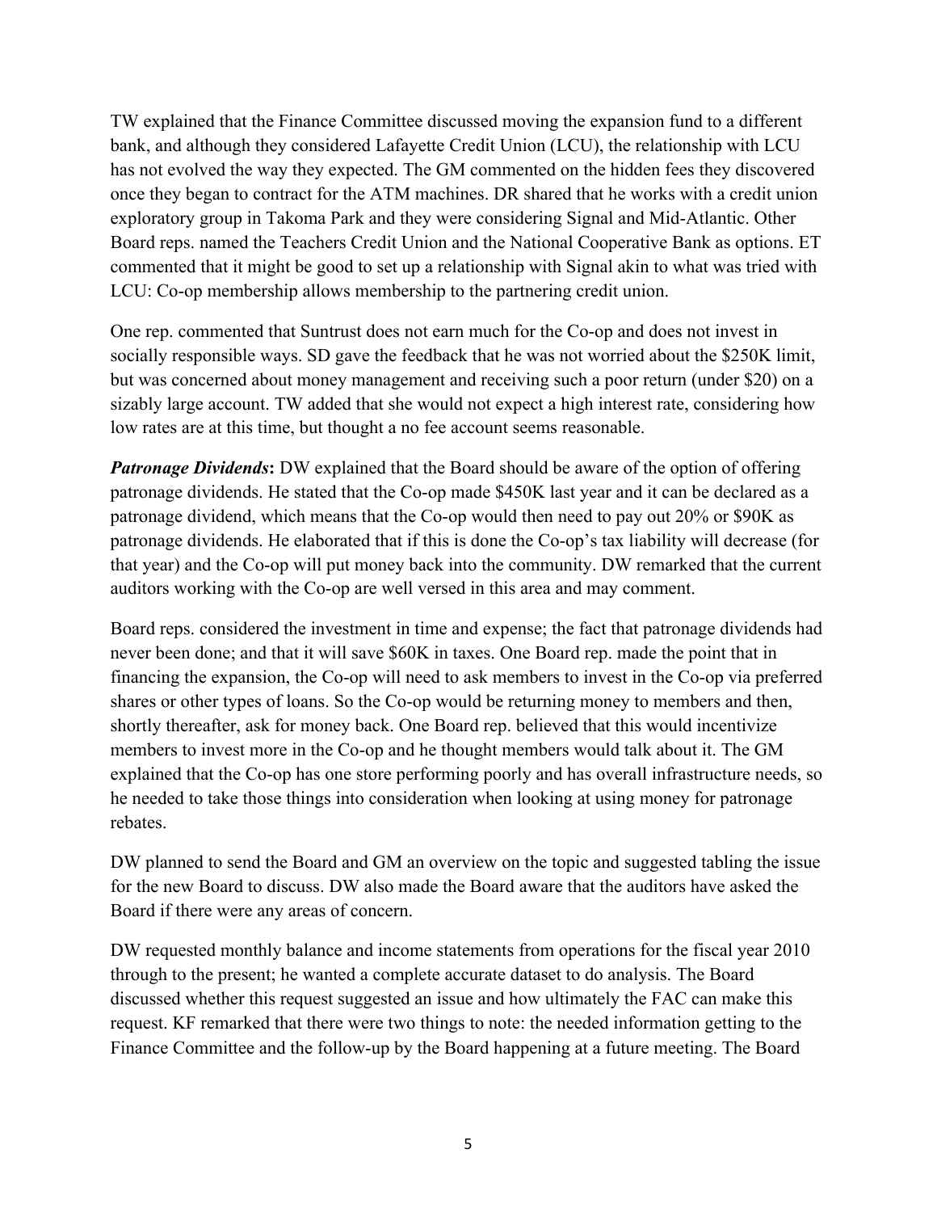TW explained that the Finance Committee discussed moving the expansion fund to a different bank, and although they considered Lafayette Credit Union (LCU), the relationship with LCU has not evolved the way they expected. The GM commented on the hidden fees they discovered once they began to contract for the ATM machines. DR shared that he works with a credit union exploratory group in Takoma Park and they were considering Signal and Mid-Atlantic. Other Board reps. named the Teachers Credit Union and the National Cooperative Bank as options. ET commented that it might be good to set up a relationship with Signal akin to what was tried with LCU: Co-op membership allows membership to the partnering credit union.

One rep. commented that Suntrust does not earn much for the Co-op and does not invest in socially responsible ways. SD gave the feedback that he was not worried about the $250K limit, but was concerned about money management and receiving such a poor return (under $20) on a sizably large account. TW added that she would not expect a high interest rate, considering how low rates are at this time, but thought a no fee account seems reasonable.

***Patronage Dividends*:** DW explained that the Board should be aware of the option of offering patronage dividends. He stated that the Co-op made $450K last year and it can be declared as a patronage dividend, which means that the Co-op would then need to pay out 20% or $90K as patronage dividends. He elaborated that if this is done the Co-op's tax liability will decrease (for that year) and the Co-op will put money back into the community. DW remarked that the current auditors working with the Co-op are well versed in this area and may comment.

Board reps. considered the investment in time and expense; the fact that patronage dividends had never been done; and that it will save $60K in taxes. One Board rep. made the point that in financing the expansion, the Co-op will need to ask members to invest in the Co-op via preferred shares or other types of loans. So the Co-op would be returning money to members and then, shortly thereafter, ask for money back. One Board rep. believed that this would incentivize members to invest more in the Co-op and he thought members would talk about it. The GM explained that the Co-op has one store performing poorly and has overall infrastructure needs, so he needed to take those things into consideration when looking at using money for patronage rebates.

DW planned to send the Board and GM an overview on the topic and suggested tabling the issue for the new Board to discuss. DW also made the Board aware that the auditors have asked the Board if there were any areas of concern.

DW requested monthly balance and income statements from operations for the fiscal year 2010 through to the present; he wanted a complete accurate dataset to do analysis. The Board discussed whether this request suggested an issue and how ultimately the FAC can make this request. KF remarked that there were two things to note: the needed information getting to the Finance Committee and the follow-up by the Board happening at a future meeting. The Board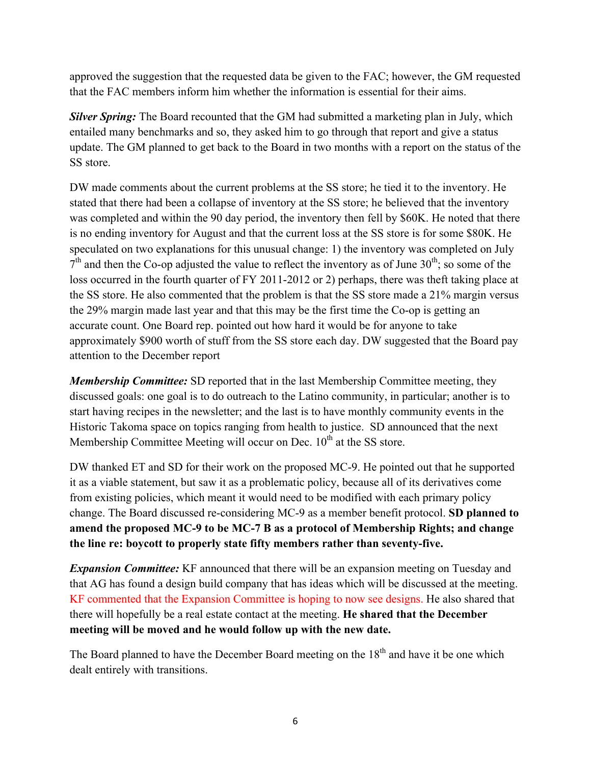approved the suggestion that the requested data be given to the FAC; however, the GM requested that the FAC members inform him whether the information is essential for their aims.

***Silver Spring:*** The Board recounted that the GM had submitted a marketing plan in July, which entailed many benchmarks and so, they asked him to go through that report and give a status update. The GM planned to get back to the Board in two months with a report on the status of the SS store.

DW made comments about the current problems at the SS store; he tied it to the inventory. He stated that there had been a collapse of inventory at the SS store; he believed that the inventory was completed and within the 90 day period, the inventory then fell by $60K. He noted that there is no ending inventory for August and that the current loss at the SS store is for some $80K. He speculated on two explanations for this unusual change: 1) the inventory was completed on July 7th and then the Co-op adjusted the value to reflect the inventory as of June 30th; so some of the loss occurred in the fourth quarter of FY 2011-2012 or 2) perhaps, there was theft taking place at the SS store. He also commented that the problem is that the SS store made a 21% margin versus the 29% margin made last year and that this may be the first time the Co-op is getting an accurate count. One Board rep. pointed out how hard it would be for anyone to take approximately $900 worth of stuff from the SS store each day. DW suggested that the Board pay attention to the December report

***Membership Committee:*** SD reported that in the last Membership Committee meeting, they discussed goals: one goal is to do outreach to the Latino community, in particular; another is to start having recipes in the newsletter; and the last is to have monthly community events in the Historic Takoma space on topics ranging from health to justice. SD announced that the next Membership Committee Meeting will occur on Dec. 10th at the SS store.

DW thanked ET and SD for their work on the proposed MC-9. He pointed out that he supported it as a viable statement, but saw it as a problematic policy, because all of its derivatives come from existing policies, which meant it would need to be modified with each primary policy change. The Board discussed re-considering MC-9 as a member benefit protocol. **SD planned to amend the proposed MC-9 to be MC-7 B as a protocol of Membership Rights; and change the line re: boycott to properly state fifty members rather than seventy-five.**

***Expansion Committee:*** KF announced that there will be an expansion meeting on Tuesday and that AG has found a design build company that has ideas which will be discussed at the meeting. KF commented that the Expansion Committee is hoping to now see designs. He also shared that there will hopefully be a real estate contact at the meeting. **He shared that the December meeting will be moved and he would follow up with the new date.**

The Board planned to have the December Board meeting on the 18th and have it be one which dealt entirely with transitions.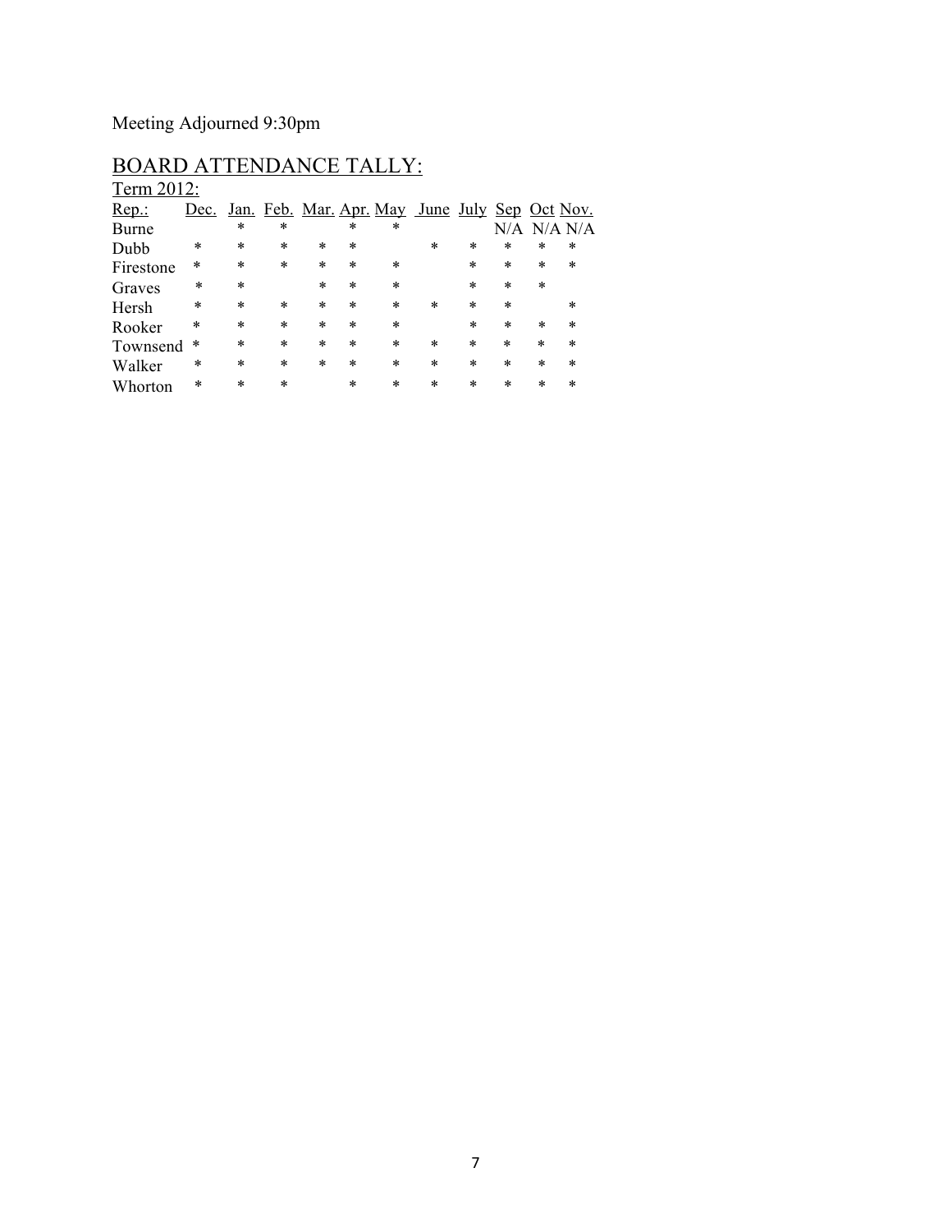Meeting Adjourned 9:30pm

## BOARD ATTENDANCE TALLY:

Term 2012:

| Rep.: | Dec. | Jan. | Feb. | Mar. | Apr. | May | June | July | Sep | Oct | Nov. |
|---|---|---|---|---|---|---|---|---|---|---|---|
| Burne | | * | * | | * | * | | | N/A | N/A | N/A |
| Dubb | * | * | * | * | * | | * | * | * | * | * |
| Firestone | * | * | * | * | * | * | | * | * | * | * |
| Graves | * | * | | * | * | * | | * | * | * | |
| Hersh | * | * | * | * | * | * | * | * | * | | * |
| Rooker | * | * | * | * | * | * | | * | * | * | * |
| Townsend | * | * | * | * | * | * | * | * | * | * | * |
| Walker | * | * | * | * | * | * | * | * | * | * | * |
| Whorton | * | * | * | | * | * | * | * | * | * | * |